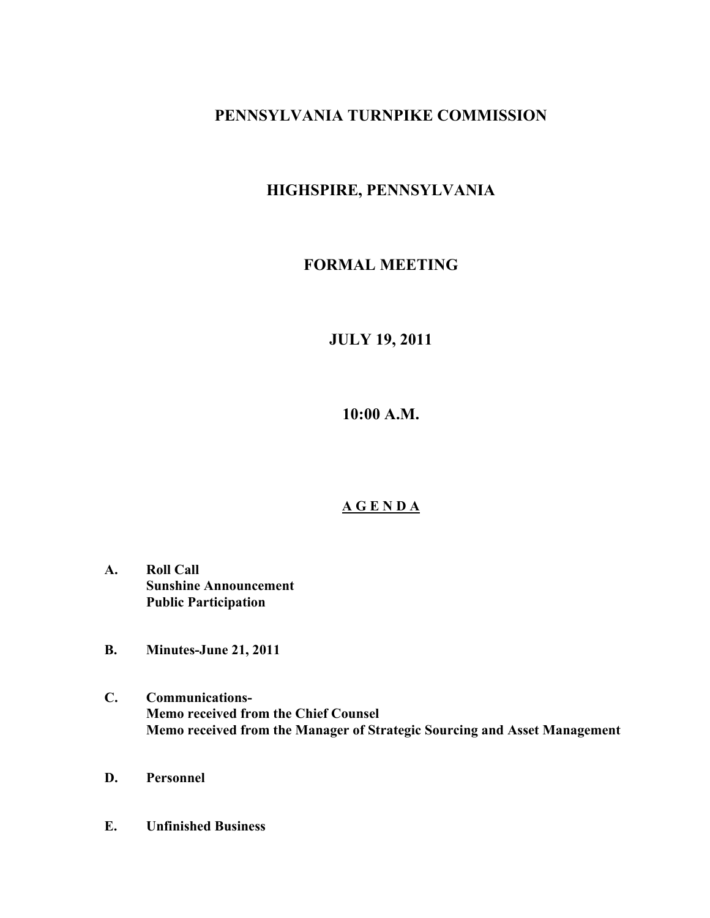# PENNSYLVANIA TURNPIKE COMMISSION

## HIGHSPIRE, PENNSYLVANIA

## FORMAL MEETING

## JULY 19, 2011

## 10:00 A.M.

## A G E N D A

**A. Roll Call**
**Sunshine Announcement**
**Public Participation**

**B. Minutes-June 21, 2011**

**C. Communications-**
**Memo received from the Chief Counsel**
**Memo received from the Manager of Strategic Sourcing and Asset Management**

**D. Personnel**

**E. Unfinished Business**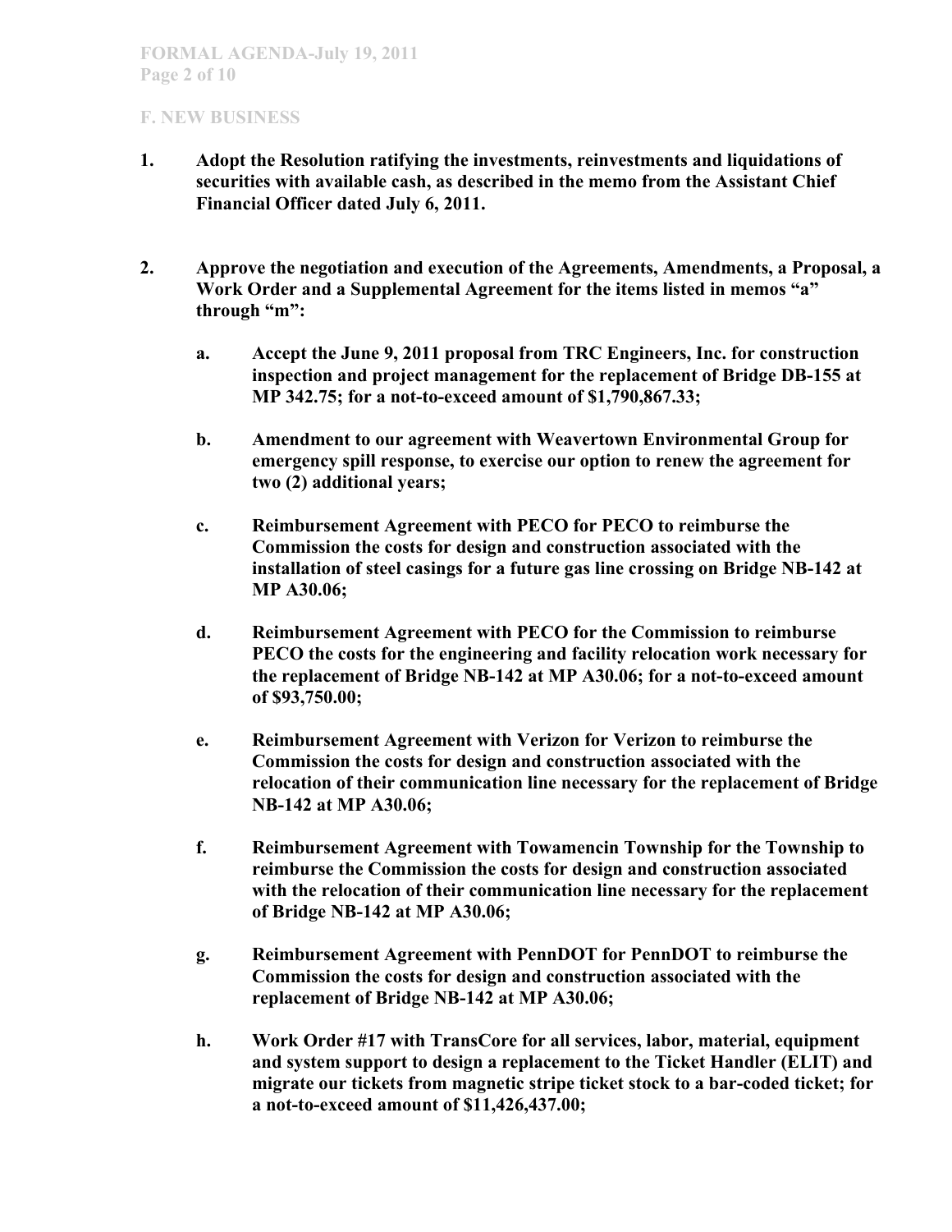## F. NEW BUSINESS

1. **Adopt the Resolution ratifying the investments, reinvestments and liquidations of securities with available cash, as described in the memo from the Assistant Chief Financial Officer dated July 6, 2011.**

2. **Approve the negotiation and execution of the Agreements, Amendments, a Proposal, a Work Order and a Supplemental Agreement for the items listed in memos "a" through "m":**

   a. **Accept the June 9, 2011 proposal from TRC Engineers, Inc. for construction inspection and project management for the replacement of Bridge DB-155 at MP 342.75; for a not-to-exceed amount of $1,790,867.33;**

   b. **Amendment to our agreement with Weavertown Environmental Group for emergency spill response, to exercise our option to renew the agreement for two (2) additional years;**

   c. **Reimbursement Agreement with PECO for PECO to reimburse the Commission the costs for design and construction associated with the installation of steel casings for a future gas line crossing on Bridge NB-142 at MP A30.06;**

   d. **Reimbursement Agreement with PECO for the Commission to reimburse PECO the costs for the engineering and facility relocation work necessary for the replacement of Bridge NB-142 at MP A30.06; for a not-to-exceed amount of $93,750.00;**

   e. **Reimbursement Agreement with Verizon for Verizon to reimburse the Commission the costs for design and construction associated with the relocation of their communication line necessary for the replacement of Bridge NB-142 at MP A30.06;**

   f. **Reimbursement Agreement with Towamencin Township for the Township to reimburse the Commission the costs for design and construction associated with the relocation of their communication line necessary for the replacement of Bridge NB-142 at MP A30.06;**

   g. **Reimbursement Agreement with PennDOT for PennDOT to reimburse the Commission the costs for design and construction associated with the replacement of Bridge NB-142 at MP A30.06;**

   h. **Work Order #17 with TransCore for all services, labor, material, equipment and system support to design a replacement to the Ticket Handler (ELIT) and migrate our tickets from magnetic stripe ticket stock to a bar-coded ticket; for a not-to-exceed amount of $11,426,437.00;**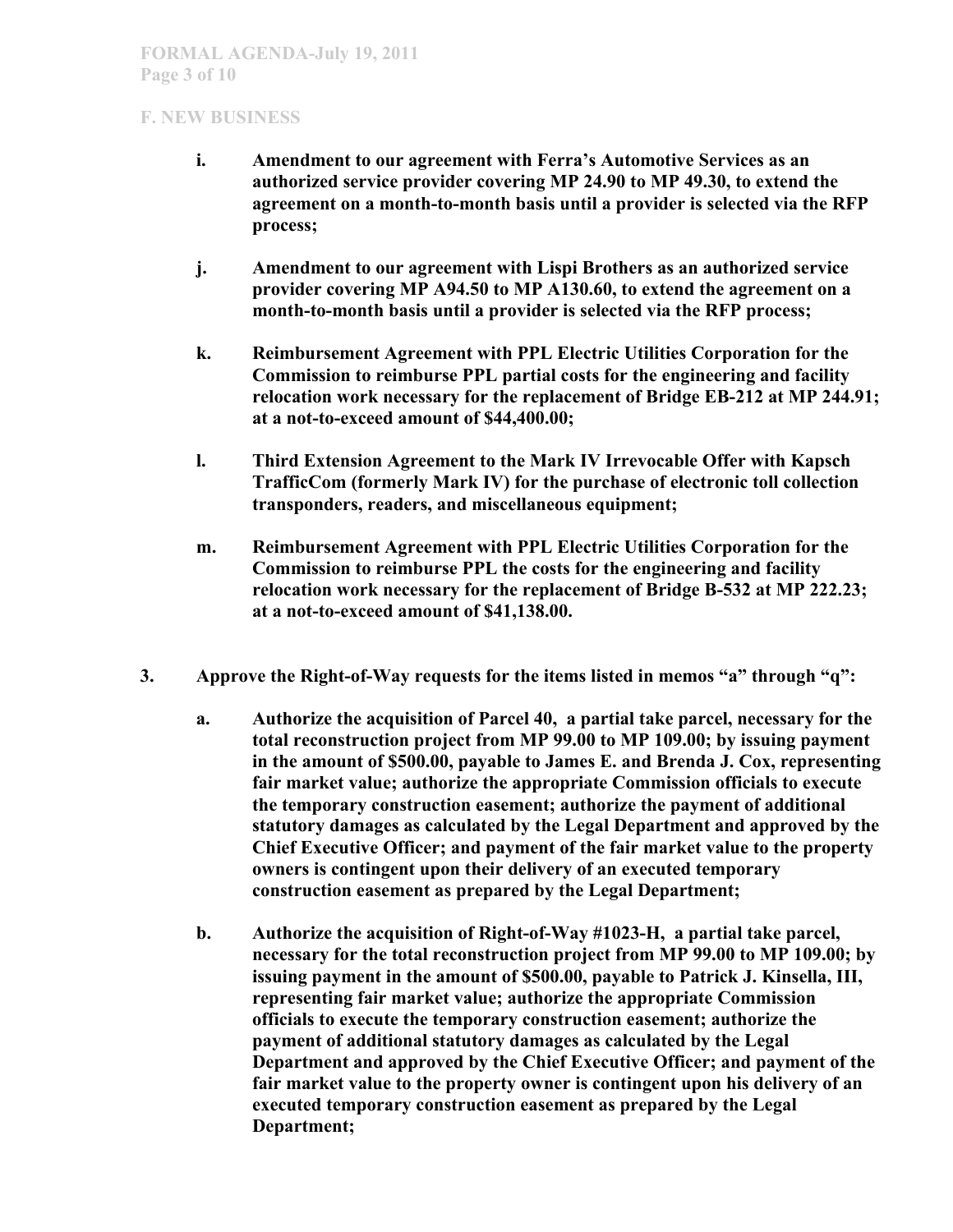## F. NEW BUSINESS

- **i.** **Amendment to our agreement with Ferra's Automotive Services as an authorized service provider covering MP 24.90 to MP 49.30, to extend the agreement on a month-to-month basis until a provider is selected via the RFP process;**

- **j.** **Amendment to our agreement with Lispi Brothers as an authorized service provider covering MP A94.50 to MP A130.60, to extend the agreement on a month-to-month basis until a provider is selected via the RFP process;**

- **k.** **Reimbursement Agreement with PPL Electric Utilities Corporation for the Commission to reimburse PPL partial costs for the engineering and facility relocation work necessary for the replacement of Bridge EB-212 at MP 244.91; at a not-to-exceed amount of $44,400.00;**

- **l.** **Third Extension Agreement to the Mark IV Irrevocable Offer with Kapsch TrafficCom (formerly Mark IV) for the purchase of electronic toll collection transponders, readers, and miscellaneous equipment;**

- **m.** **Reimbursement Agreement with PPL Electric Utilities Corporation for the Commission to reimburse PPL the costs for the engineering and facility relocation work necessary for the replacement of Bridge B-532 at MP 222.23; at a not-to-exceed amount of $41,138.00.**

**3. Approve the Right-of-Way requests for the items listed in memos "a" through "q":**

- **a.** **Authorize the acquisition of Parcel 40, a partial take parcel, necessary for the total reconstruction project from MP 99.00 to MP 109.00; by issuing payment in the amount of $500.00, payable to James E. and Brenda J. Cox, representing fair market value; authorize the appropriate Commission officials to execute the temporary construction easement; authorize the payment of additional statutory damages as calculated by the Legal Department and approved by the Chief Executive Officer; and payment of the fair market value to the property owners is contingent upon their delivery of an executed temporary construction easement as prepared by the Legal Department;**

- **b.** **Authorize the acquisition of Right-of-Way #1023-H, a partial take parcel, necessary for the total reconstruction project from MP 99.00 to MP 109.00; by issuing payment in the amount of $500.00, payable to Patrick J. Kinsella, III, representing fair market value; authorize the appropriate Commission officials to execute the temporary construction easement; authorize the payment of additional statutory damages as calculated by the Legal Department and approved by the Chief Executive Officer; and payment of the fair market value to the property owner is contingent upon his delivery of an executed temporary construction easement as prepared by the Legal Department;**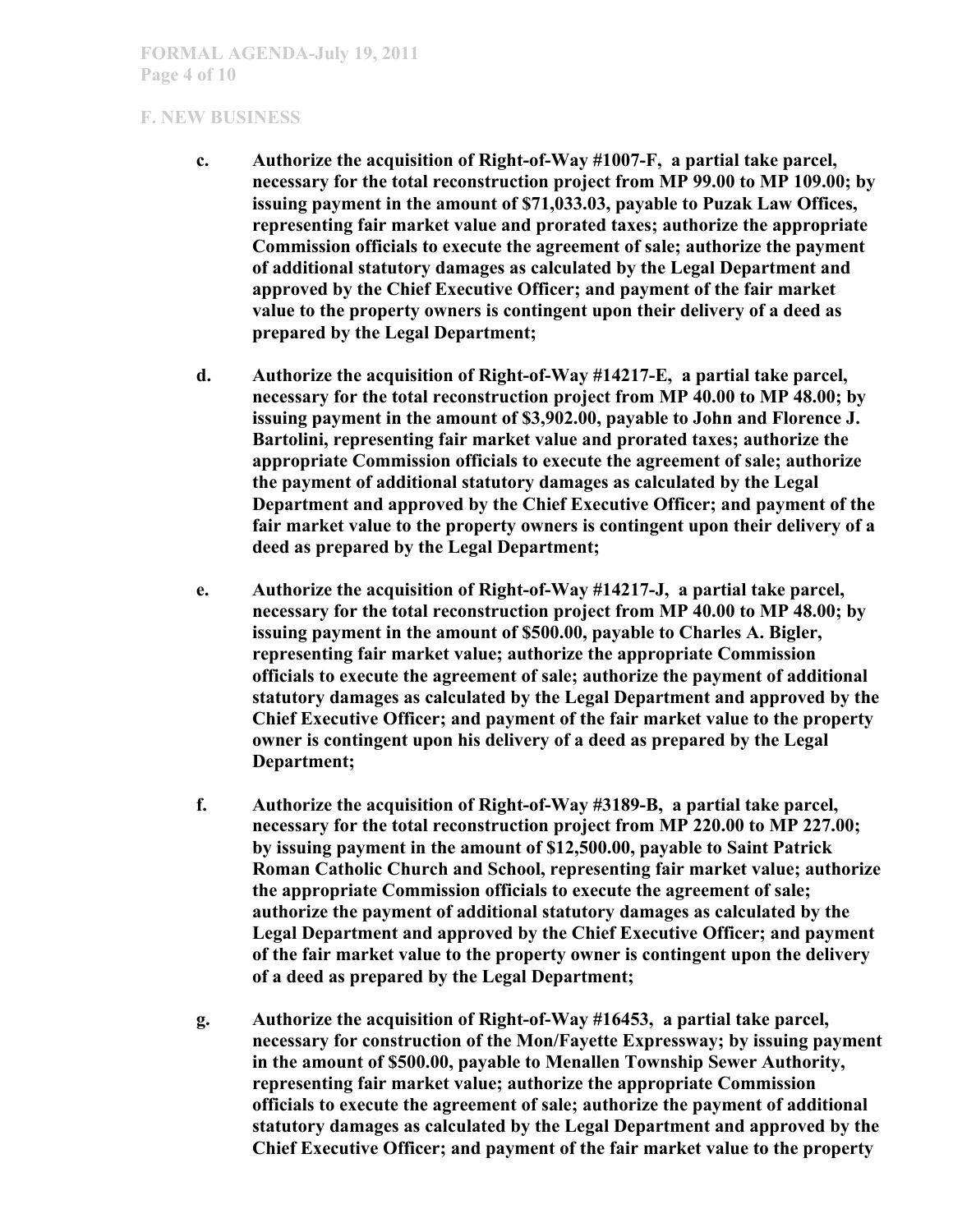## F. NEW BUSINESS

c. **Authorize the acquisition of Right-of-Way #1007-F, a partial take parcel, necessary for the total reconstruction project from MP 99.00 to MP 109.00; by issuing payment in the amount of $71,033.03, payable to Puzak Law Offices, representing fair market value and prorated taxes; authorize the appropriate Commission officials to execute the agreement of sale; authorize the payment of additional statutory damages as calculated by the Legal Department and approved by the Chief Executive Officer; and payment of the fair market value to the property owners is contingent upon their delivery of a deed as prepared by the Legal Department;**

d. **Authorize the acquisition of Right-of-Way #14217-E, a partial take parcel, necessary for the total reconstruction project from MP 40.00 to MP 48.00; by issuing payment in the amount of $3,902.00, payable to John and Florence J. Bartolini, representing fair market value and prorated taxes; authorize the appropriate Commission officials to execute the agreement of sale; authorize the payment of additional statutory damages as calculated by the Legal Department and approved by the Chief Executive Officer; and payment of the fair market value to the property owners is contingent upon their delivery of a deed as prepared by the Legal Department;**

e. **Authorize the acquisition of Right-of-Way #14217-J, a partial take parcel, necessary for the total reconstruction project from MP 40.00 to MP 48.00; by issuing payment in the amount of $500.00, payable to Charles A. Bigler, representing fair market value; authorize the appropriate Commission officials to execute the agreement of sale; authorize the payment of additional statutory damages as calculated by the Legal Department and approved by the Chief Executive Officer; and payment of the fair market value to the property owner is contingent upon his delivery of a deed as prepared by the Legal Department;**

f. **Authorize the acquisition of Right-of-Way #3189-B, a partial take parcel, necessary for the total reconstruction project from MP 220.00 to MP 227.00; by issuing payment in the amount of $12,500.00, payable to Saint Patrick Roman Catholic Church and School, representing fair market value; authorize the appropriate Commission officials to execute the agreement of sale; authorize the payment of additional statutory damages as calculated by the Legal Department and approved by the Chief Executive Officer; and payment of the fair market value to the property owner is contingent upon the delivery of a deed as prepared by the Legal Department;**

g. **Authorize the acquisition of Right-of-Way #16453, a partial take parcel, necessary for construction of the Mon/Fayette Expressway; by issuing payment in the amount of $500.00, payable to Menallen Township Sewer Authority, representing fair market value; authorize the appropriate Commission officials to execute the agreement of sale; authorize the payment of additional statutory damages as calculated by the Legal Department and approved by the Chief Executive Officer; and payment of the fair market value to the property**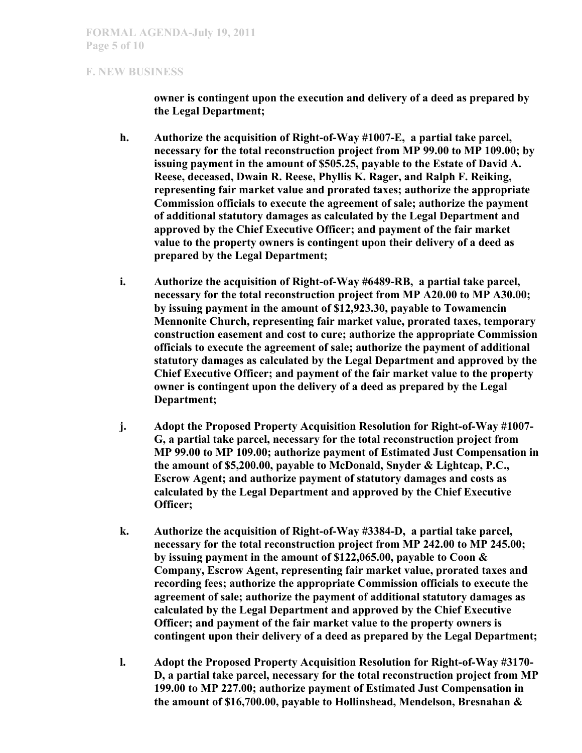## F. NEW BUSINESS

**owner is contingent upon the execution and delivery of a deed as prepared by the Legal Department;**

**h. Authorize the acquisition of Right-of-Way #1007-E, a partial take parcel, necessary for the total reconstruction project from MP 99.00 to MP 109.00; by issuing payment in the amount of $505.25, payable to the Estate of David A. Reese, deceased, Dwain R. Reese, Phyllis K. Rager, and Ralph F. Reiking, representing fair market value and prorated taxes; authorize the appropriate Commission officials to execute the agreement of sale; authorize the payment of additional statutory damages as calculated by the Legal Department and approved by the Chief Executive Officer; and payment of the fair market value to the property owners is contingent upon their delivery of a deed as prepared by the Legal Department;**

**i. Authorize the acquisition of Right-of-Way #6489-RB, a partial take parcel, necessary for the total reconstruction project from MP A20.00 to MP A30.00; by issuing payment in the amount of $12,923.30, payable to Towamencin Mennonite Church, representing fair market value, prorated taxes, temporary construction easement and cost to cure; authorize the appropriate Commission officials to execute the agreement of sale; authorize the payment of additional statutory damages as calculated by the Legal Department and approved by the Chief Executive Officer; and payment of the fair market value to the property owner is contingent upon the delivery of a deed as prepared by the Legal Department;**

**j. Adopt the Proposed Property Acquisition Resolution for Right-of-Way #1007-G, a partial take parcel, necessary for the total reconstruction project from MP 99.00 to MP 109.00; authorize payment of Estimated Just Compensation in the amount of $5,200.00, payable to McDonald, Snyder & Lightcap, P.C., Escrow Agent; and authorize payment of statutory damages and costs as calculated by the Legal Department and approved by the Chief Executive Officer;**

**k. Authorize the acquisition of Right-of-Way #3384-D, a partial take parcel, necessary for the total reconstruction project from MP 242.00 to MP 245.00; by issuing payment in the amount of $122,065.00, payable to Coon & Company, Escrow Agent, representing fair market value, prorated taxes and recording fees; authorize the appropriate Commission officials to execute the agreement of sale; authorize the payment of additional statutory damages as calculated by the Legal Department and approved by the Chief Executive Officer; and payment of the fair market value to the property owners is contingent upon their delivery of a deed as prepared by the Legal Department;**

**l. Adopt the Proposed Property Acquisition Resolution for Right-of-Way #3170-D, a partial take parcel, necessary for the total reconstruction project from MP 199.00 to MP 227.00; authorize payment of Estimated Just Compensation in the amount of $16,700.00, payable to Hollinshead, Mendelson, Bresnahan &**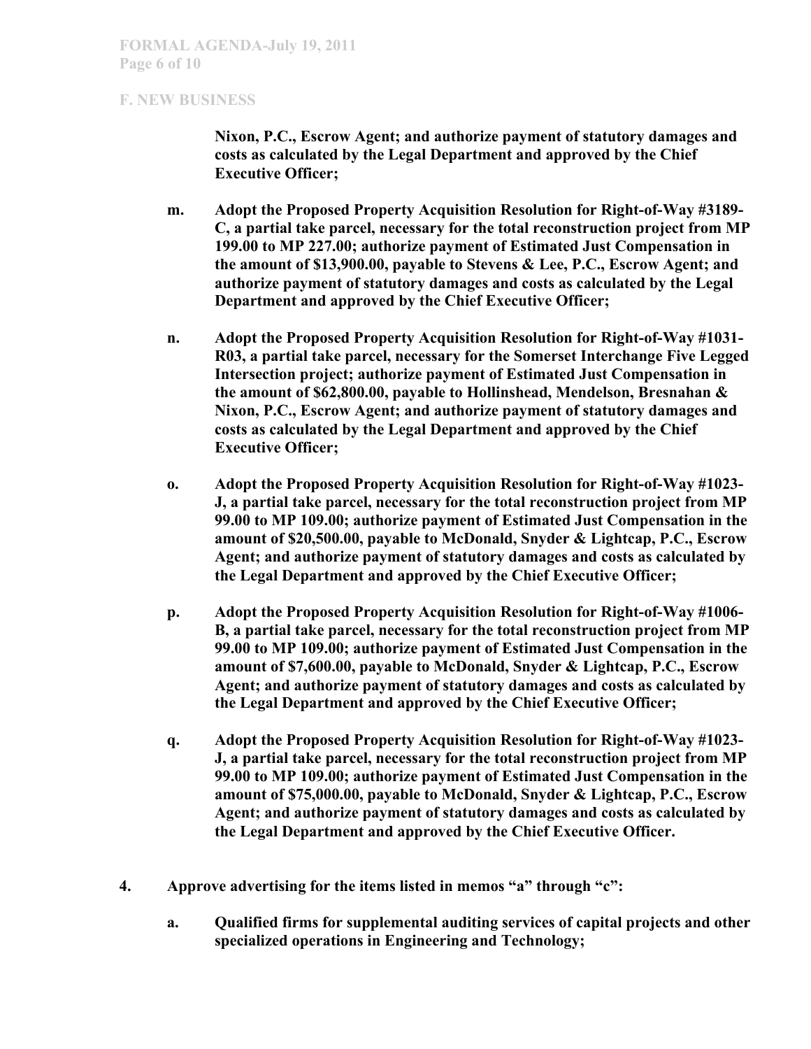## F. NEW BUSINESS

**Nixon, P.C., Escrow Agent; and authorize payment of statutory damages and costs as calculated by the Legal Department and approved by the Chief Executive Officer;**

**m. Adopt the Proposed Property Acquisition Resolution for Right-of-Way #3189-C, a partial take parcel, necessary for the total reconstruction project from MP 199.00 to MP 227.00; authorize payment of Estimated Just Compensation in the amount of $13,900.00, payable to Stevens & Lee, P.C., Escrow Agent; and authorize payment of statutory damages and costs as calculated by the Legal Department and approved by the Chief Executive Officer;**

**n. Adopt the Proposed Property Acquisition Resolution for Right-of-Way #1031-R03, a partial take parcel, necessary for the Somerset Interchange Five Legged Intersection project; authorize payment of Estimated Just Compensation in the amount of $62,800.00, payable to Hollinshead, Mendelson, Bresnahan & Nixon, P.C., Escrow Agent; and authorize payment of statutory damages and costs as calculated by the Legal Department and approved by the Chief Executive Officer;**

**o. Adopt the Proposed Property Acquisition Resolution for Right-of-Way #1023-J, a partial take parcel, necessary for the total reconstruction project from MP 99.00 to MP 109.00; authorize payment of Estimated Just Compensation in the amount of $20,500.00, payable to McDonald, Snyder & Lightcap, P.C., Escrow Agent; and authorize payment of statutory damages and costs as calculated by the Legal Department and approved by the Chief Executive Officer;**

**p. Adopt the Proposed Property Acquisition Resolution for Right-of-Way #1006-B, a partial take parcel, necessary for the total reconstruction project from MP 99.00 to MP 109.00; authorize payment of Estimated Just Compensation in the amount of $7,600.00, payable to McDonald, Snyder & Lightcap, P.C., Escrow Agent; and authorize payment of statutory damages and costs as calculated by the Legal Department and approved by the Chief Executive Officer;**

**q. Adopt the Proposed Property Acquisition Resolution for Right-of-Way #1023-J, a partial take parcel, necessary for the total reconstruction project from MP 99.00 to MP 109.00; authorize payment of Estimated Just Compensation in the amount of $75,000.00, payable to McDonald, Snyder & Lightcap, P.C., Escrow Agent; and authorize payment of statutory damages and costs as calculated by the Legal Department and approved by the Chief Executive Officer.**

**4. Approve advertising for the items listed in memos "a" through "c":**

**a. Qualified firms for supplemental auditing services of capital projects and other specialized operations in Engineering and Technology;**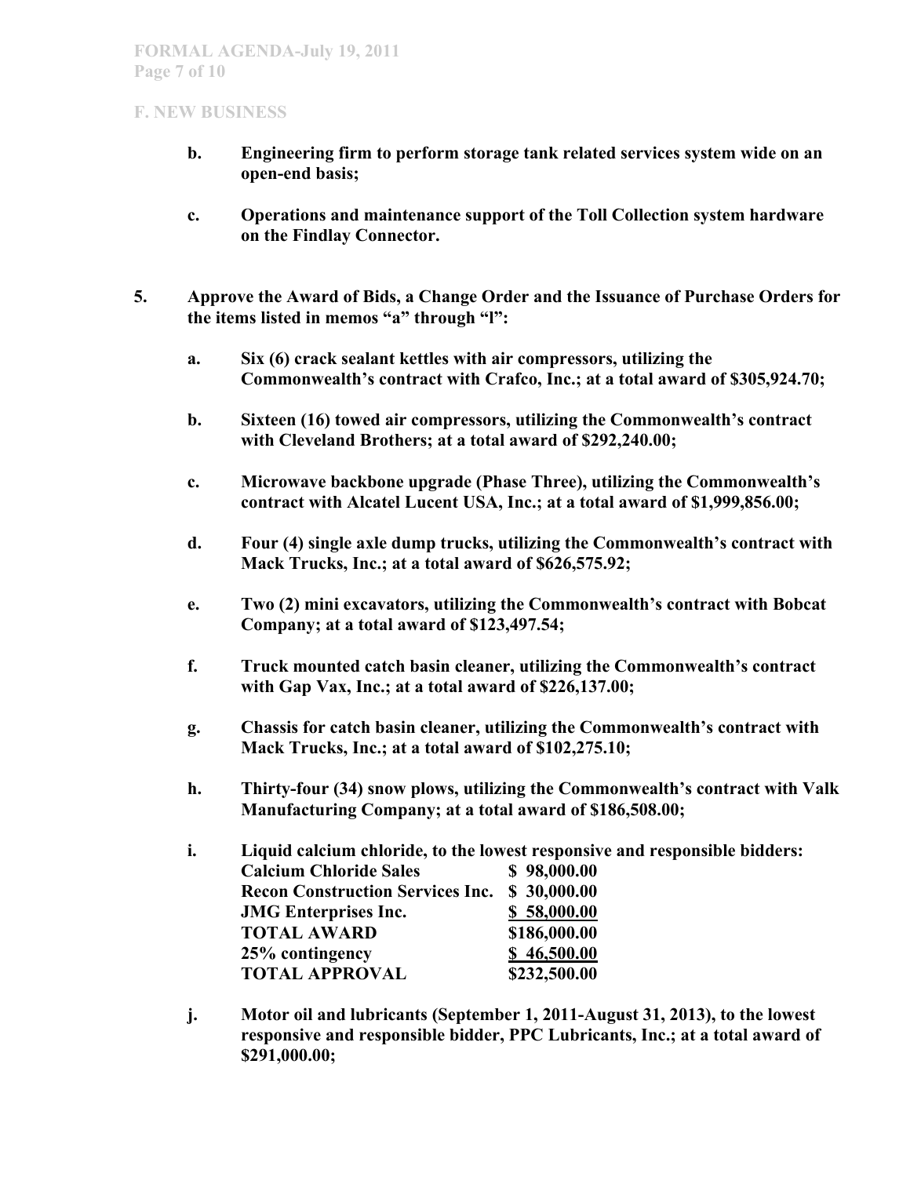## F. NEW BUSINESS

**b. Engineering firm to perform storage tank related services system wide on an open-end basis;**

**c. Operations and maintenance support of the Toll Collection system hardware on the Findlay Connector.**

**5. Approve the Award of Bids, a Change Order and the Issuance of Purchase Orders for the items listed in memos "a" through "l":**

**a. Six (6) crack sealant kettles with air compressors, utilizing the Commonwealth's contract with Crafco, Inc.; at a total award of $305,924.70;**

**b. Sixteen (16) towed air compressors, utilizing the Commonwealth's contract with Cleveland Brothers; at a total award of $292,240.00;**

**c. Microwave backbone upgrade (Phase Three), utilizing the Commonwealth's contract with Alcatel Lucent USA, Inc.; at a total award of $1,999,856.00;**

**d. Four (4) single axle dump trucks, utilizing the Commonwealth's contract with Mack Trucks, Inc.; at a total award of $626,575.92;**

**e. Two (2) mini excavators, utilizing the Commonwealth's contract with Bobcat Company; at a total award of $123,497.54;**

**f. Truck mounted catch basin cleaner, utilizing the Commonwealth's contract with Gap Vax, Inc.; at a total award of $226,137.00;**

**g. Chassis for catch basin cleaner, utilizing the Commonwealth's contract with Mack Trucks, Inc.; at a total award of $102,275.10;**

**h. Thirty-four (34) snow plows, utilizing the Commonwealth's contract with Valk Manufacturing Company; at a total award of $186,508.00;**

**i. Liquid calcium chloride, to the lowest responsive and responsible bidders:**

| | |
|---|---|
| **Calcium Chloride Sales** | **$ 98,000.00** |
| **Recon Construction Services Inc.** | **$ 30,000.00** |
| **JMG Enterprises Inc.** | **$ 58,000.00** |
| **TOTAL AWARD** | **$186,000.00** |
| **25% contingency** | **$ 46,500.00** |
| **TOTAL APPROVAL** | **$232,500.00** |

**j. Motor oil and lubricants (September 1, 2011-August 31, 2013), to the lowest responsive and responsible bidder, PPC Lubricants, Inc.; at a total award of $291,000.00;**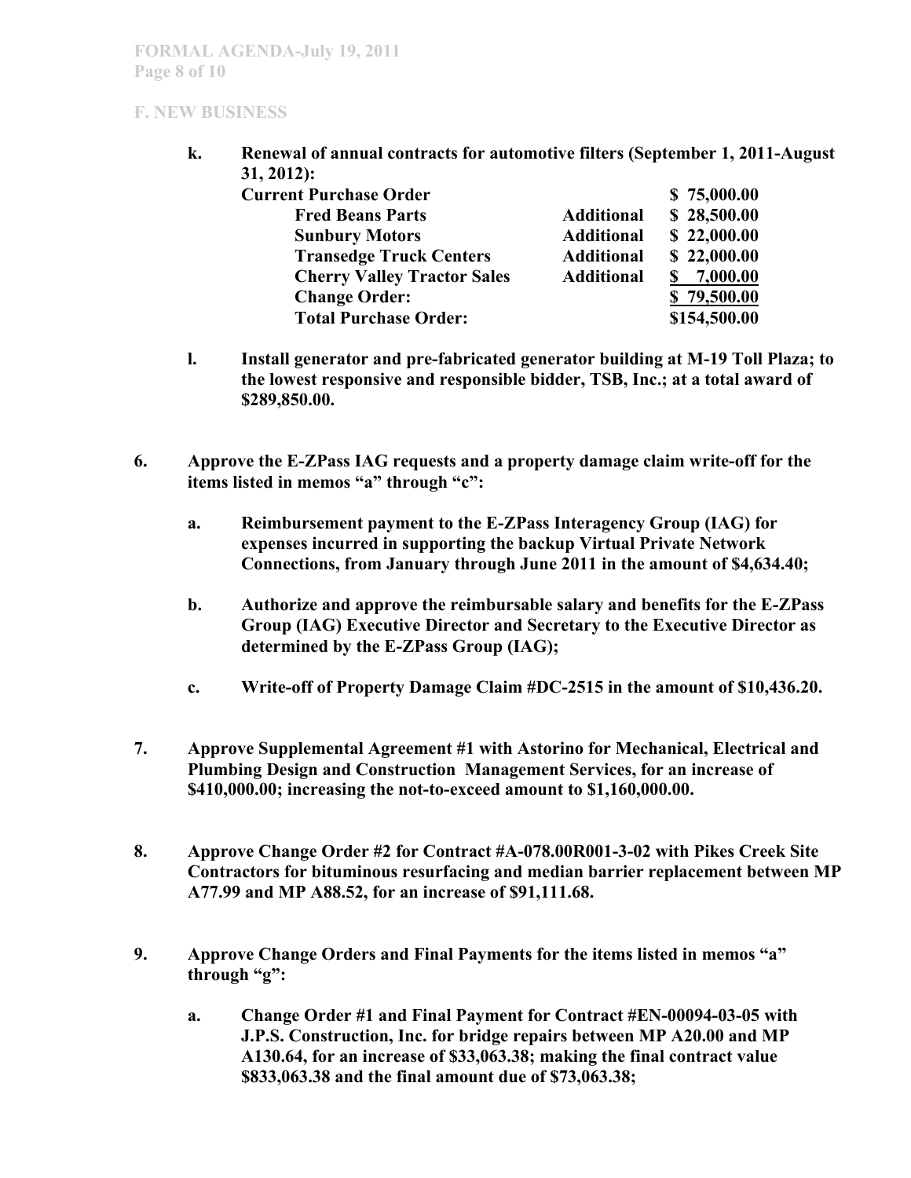**F. NEW BUSINESS**

k. **Renewal of annual contracts for automotive filters (September 1, 2011-August 31, 2012):**

| | | |
|---|---|---|
| **Current Purchase Order** | | **$ 75,000.00** |
| **Fred Beans Parts** | **Additional** | **$ 28,500.00** |
| **Sunbury Motors** | **Additional** | **$ 22,000.00** |
| **Transedge Truck Centers** | **Additional** | **$ 22,000.00** |
| **Cherry Valley Tractor Sales** | **Additional** | **$ 7,000.00** |
| **Change Order:** | | **$ 79,500.00** |
| **Total Purchase Order:** | | **$154,500.00** |

l. **Install generator and pre-fabricated generator building at M-19 Toll Plaza; to the lowest responsive and responsible bidder, TSB, Inc.; at a total award of $289,850.00.**

6. **Approve the E-ZPass IAG requests and a property damage claim write-off for the items listed in memos "a" through "c":**

   a. **Reimbursement payment to the E-ZPass Interagency Group (IAG) for expenses incurred in supporting the backup Virtual Private Network Connections, from January through June 2011 in the amount of $4,634.40;**

   b. **Authorize and approve the reimbursable salary and benefits for the E-ZPass Group (IAG) Executive Director and Secretary to the Executive Director as determined by the E-ZPass Group (IAG);**

   c. **Write-off of Property Damage Claim #DC-2515 in the amount of $10,436.20.**

7. **Approve Supplemental Agreement #1 with Astorino for Mechanical, Electrical and Plumbing Design and Construction Management Services, for an increase of $410,000.00; increasing the not-to-exceed amount to $1,160,000.00.**

8. **Approve Change Order #2 for Contract #A-078.00R001-3-02 with Pikes Creek Site Contractors for bituminous resurfacing and median barrier replacement between MP A77.99 and MP A88.52, for an increase of $91,111.68.**

9. **Approve Change Orders and Final Payments for the items listed in memos "a" through "g":**

   a. **Change Order #1 and Final Payment for Contract #EN-00094-03-05 with J.P.S. Construction, Inc. for bridge repairs between MP A20.00 and MP A130.64, for an increase of $33,063.38; making the final contract value $833,063.38 and the final amount due of $73,063.38;**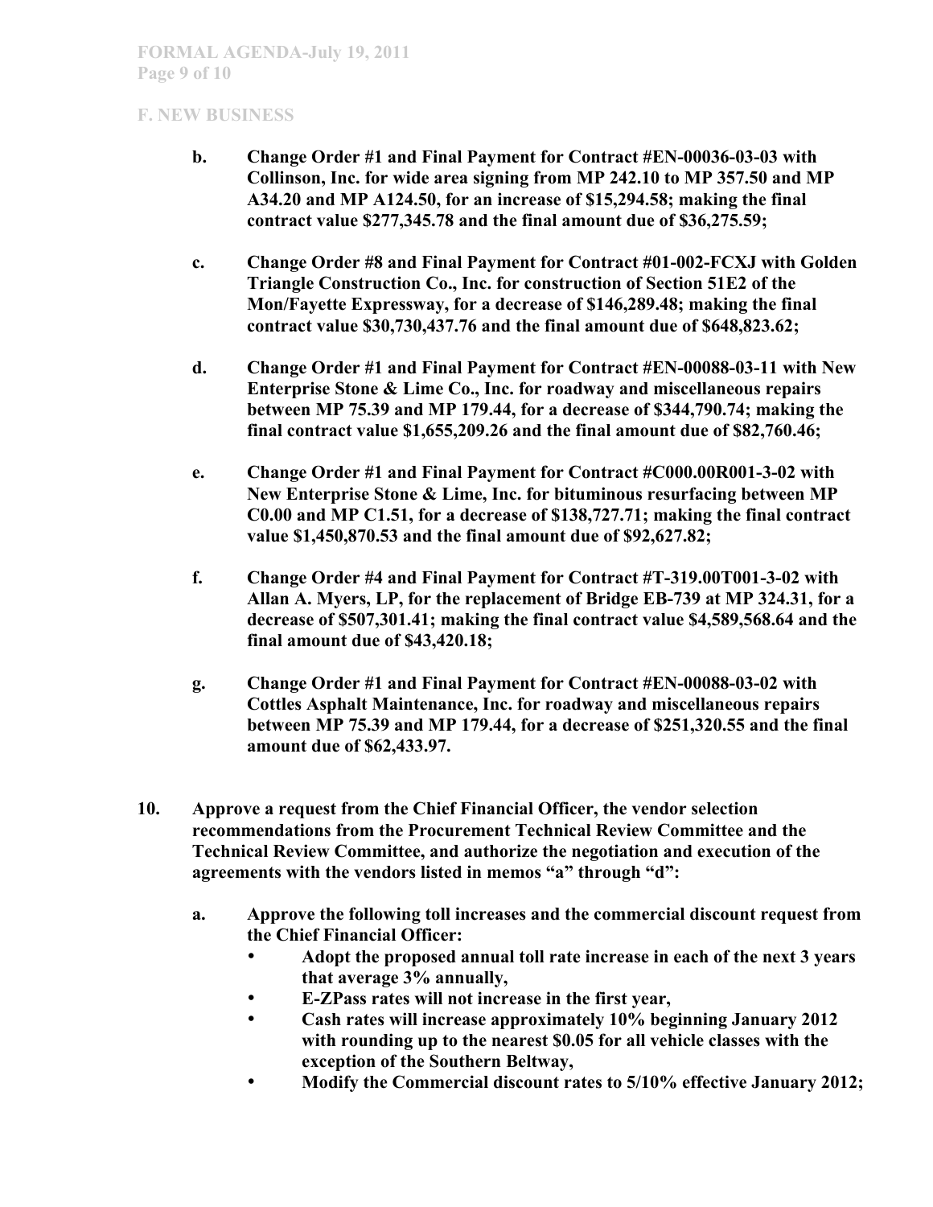## F. NEW BUSINESS

- **b.** **Change Order #1 and Final Payment for Contract #EN-00036-03-03 with Collinson, Inc. for wide area signing from MP 242.10 to MP 357.50 and MP A34.20 and MP A124.50, for an increase of $15,294.58; making the final contract value $277,345.78 and the final amount due of $36,275.59;**

- **c.** **Change Order #8 and Final Payment for Contract #01-002-FCXJ with Golden Triangle Construction Co., Inc. for construction of Section 51E2 of the Mon/Fayette Expressway, for a decrease of $146,289.48; making the final contract value $30,730,437.76 and the final amount due of $648,823.62;**

- **d.** **Change Order #1 and Final Payment for Contract #EN-00088-03-11 with New Enterprise Stone & Lime Co., Inc. for roadway and miscellaneous repairs between MP 75.39 and MP 179.44, for a decrease of $344,790.74; making the final contract value $1,655,209.26 and the final amount due of $82,760.46;**

- **e.** **Change Order #1 and Final Payment for Contract #C000.00R001-3-02 with New Enterprise Stone & Lime, Inc. for bituminous resurfacing between MP C0.00 and MP C1.51, for a decrease of $138,727.71; making the final contract value $1,450,870.53 and the final amount due of $92,627.82;**

- **f.** **Change Order #4 and Final Payment for Contract #T-319.00T001-3-02 with Allan A. Myers, LP, for the replacement of Bridge EB-739 at MP 324.31, for a decrease of $507,301.41; making the final contract value $4,589,568.64 and the final amount due of $43,420.18;**

- **g.** **Change Order #1 and Final Payment for Contract #EN-00088-03-02 with Cottles Asphalt Maintenance, Inc. for roadway and miscellaneous repairs between MP 75.39 and MP 179.44, for a decrease of $251,320.55 and the final amount due of $62,433.97.**

**10.** **Approve a request from the Chief Financial Officer, the vendor selection recommendations from the Procurement Technical Review Committee and the Technical Review Committee, and authorize the negotiation and execution of the agreements with the vendors listed in memos "a" through "d":**

- **a.** **Approve the following toll increases and the commercial discount request from the Chief Financial Officer:**
  - **Adopt the proposed annual toll rate increase in each of the next 3 years that average 3% annually,**
  - **E-ZPass rates will not increase in the first year,**
  - **Cash rates will increase approximately 10% beginning January 2012 with rounding up to the nearest $0.05 for all vehicle classes with the exception of the Southern Beltway,**
  - **Modify the Commercial discount rates to 5/10% effective January 2012;**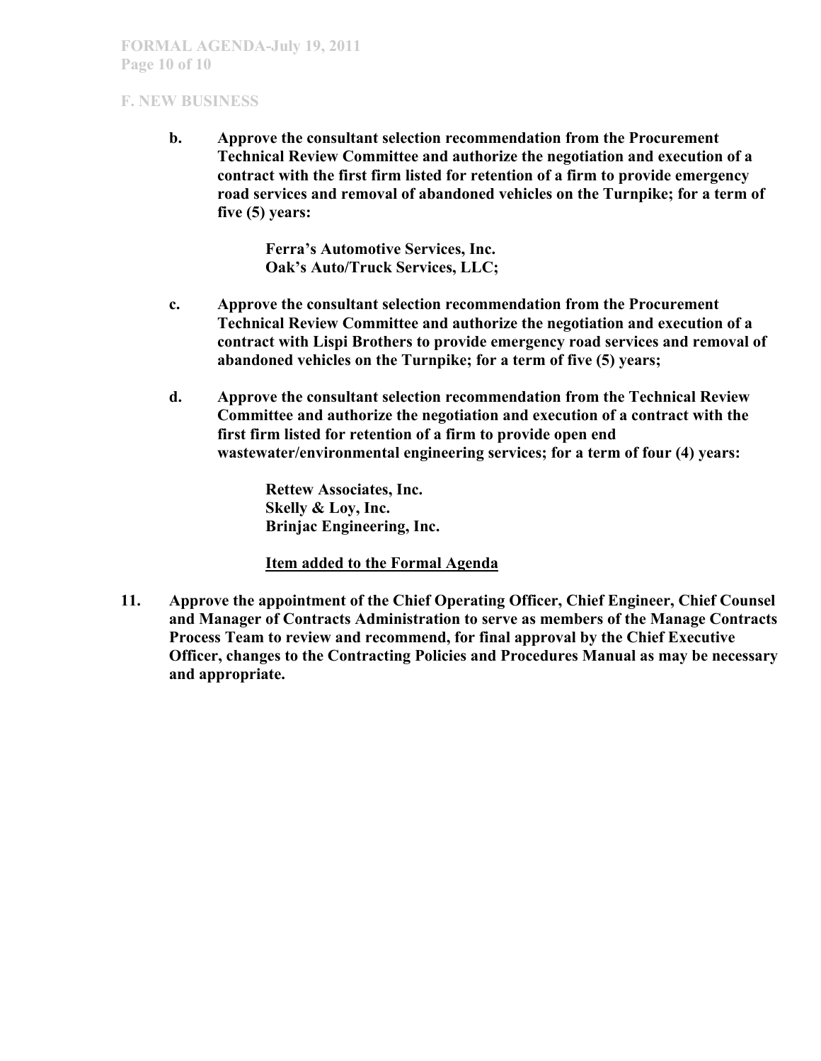## F. NEW BUSINESS

**b. Approve the consultant selection recommendation from the Procurement Technical Review Committee and authorize the negotiation and execution of a contract with the first firm listed for retention of a firm to provide emergency road services and removal of abandoned vehicles on the Turnpike; for a term of five (5) years:**

> **Ferra's Automotive Services, Inc.**
> **Oak's Auto/Truck Services, LLC;**

**c. Approve the consultant selection recommendation from the Procurement Technical Review Committee and authorize the negotiation and execution of a contract with Lispi Brothers to provide emergency road services and removal of abandoned vehicles on the Turnpike; for a term of five (5) years;**

**d. Approve the consultant selection recommendation from the Technical Review Committee and authorize the negotiation and execution of a contract with the first firm listed for retention of a firm to provide open end wastewater/environmental engineering services; for a term of four (4) years:**

> **Rettew Associates, Inc.**
> **Skelly & Loy, Inc.**
> **Brinjac Engineering, Inc.**

**Item added to the Formal Agenda**

**11. Approve the appointment of the Chief Operating Officer, Chief Engineer, Chief Counsel and Manager of Contracts Administration to serve as members of the Manage Contracts Process Team to review and recommend, for final approval by the Chief Executive Officer, changes to the Contracting Policies and Procedures Manual as may be necessary and appropriate.**